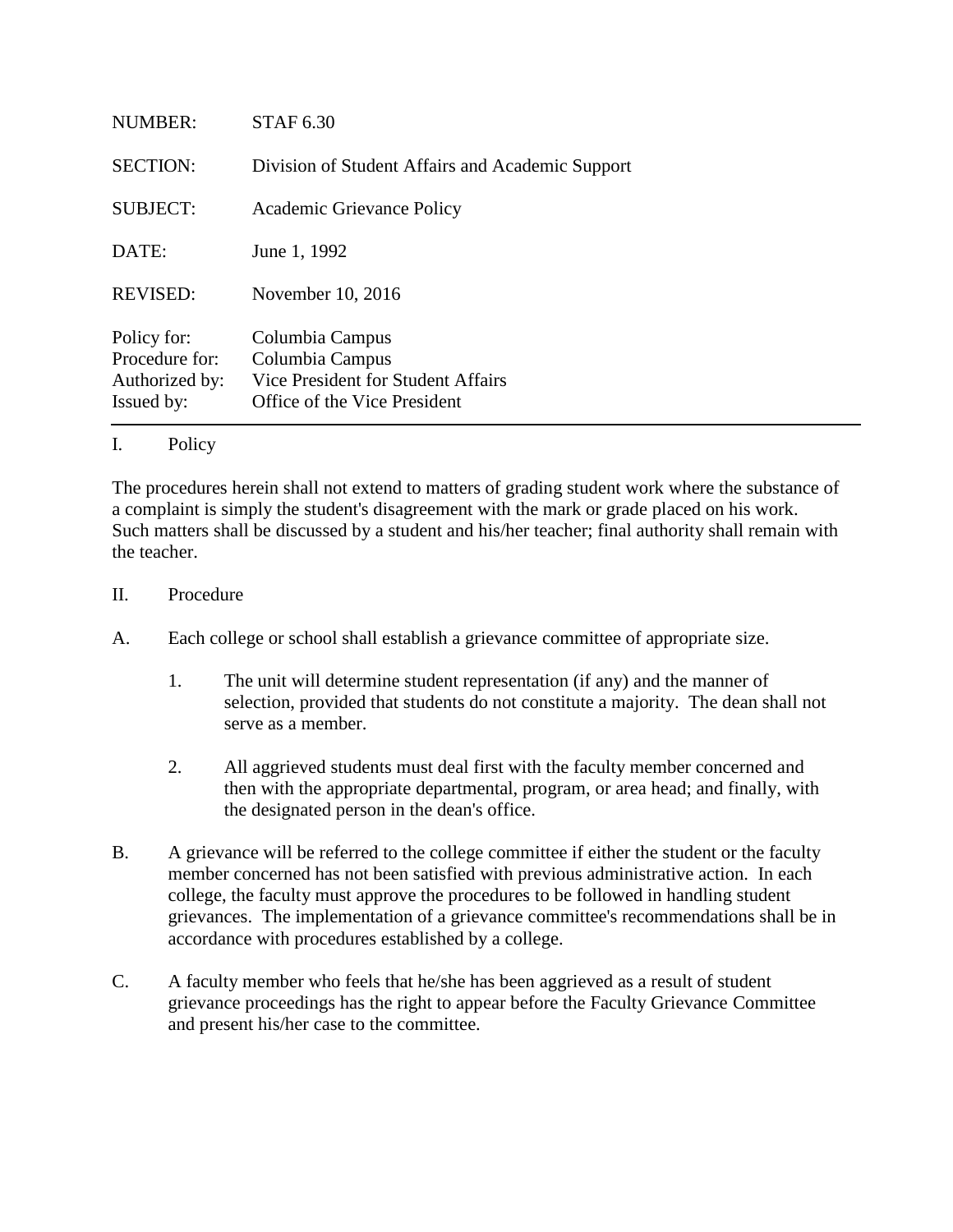| | |
|---|---|
| NUMBER: | STAF 6.30 |
| SECTION: | Division of Student Affairs and Academic Support |
| SUBJECT: | Academic Grievance Policy |
| DATE: | June 1, 1992 |
| REVISED: | November 10, 2016 |
| Policy for: | Columbia Campus |
| Procedure for: | Columbia Campus |
| Authorized by: | Vice President for Student Affairs |
| Issued by: | Office of the Vice President |

---

## I. Policy

The procedures herein shall not extend to matters of grading student work where the substance of a complaint is simply the student's disagreement with the mark or grade placed on his work. Such matters shall be discussed by a student and his/her teacher; final authority shall remain with the teacher.

## II. Procedure

A. Each college or school shall establish a grievance committee of appropriate size.

   1. The unit will determine student representation (if any) and the manner of selection, provided that students do not constitute a majority. The dean shall not serve as a member.

   2. All aggrieved students must deal first with the faculty member concerned and then with the appropriate departmental, program, or area head; and finally, with the designated person in the dean's office.

B. A grievance will be referred to the college committee if either the student or the faculty member concerned has not been satisfied with previous administrative action. In each college, the faculty must approve the procedures to be followed in handling student grievances. The implementation of a grievance committee's recommendations shall be in accordance with procedures established by a college.

C. A faculty member who feels that he/she has been aggrieved as a result of student grievance proceedings has the right to appear before the Faculty Grievance Committee and present his/her case to the committee.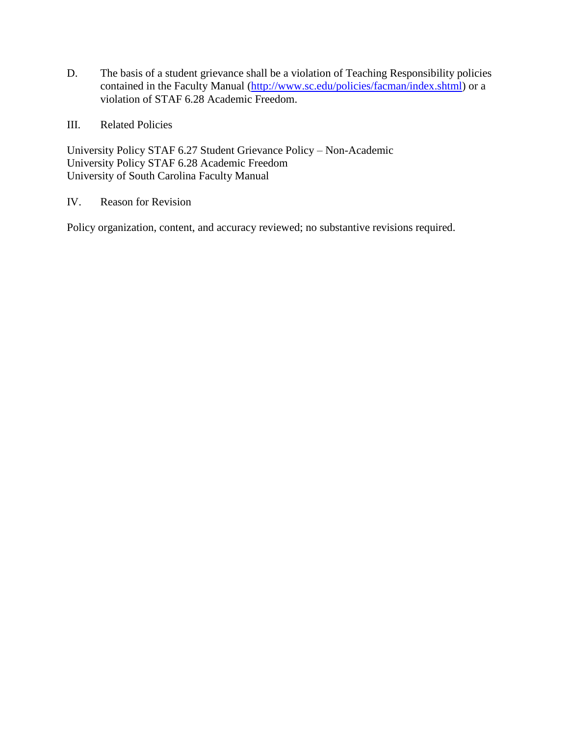D. The basis of a student grievance shall be a violation of Teaching Responsibility policies contained in the Faculty Manual (http://www.sc.edu/policies/facman/index.shtml) or a violation of STAF 6.28 Academic Freedom.

## III. Related Policies

University Policy STAF 6.27 Student Grievance Policy – Non-Academic
University Policy STAF 6.28 Academic Freedom
University of South Carolina Faculty Manual

## IV. Reason for Revision

Policy organization, content, and accuracy reviewed; no substantive revisions required.